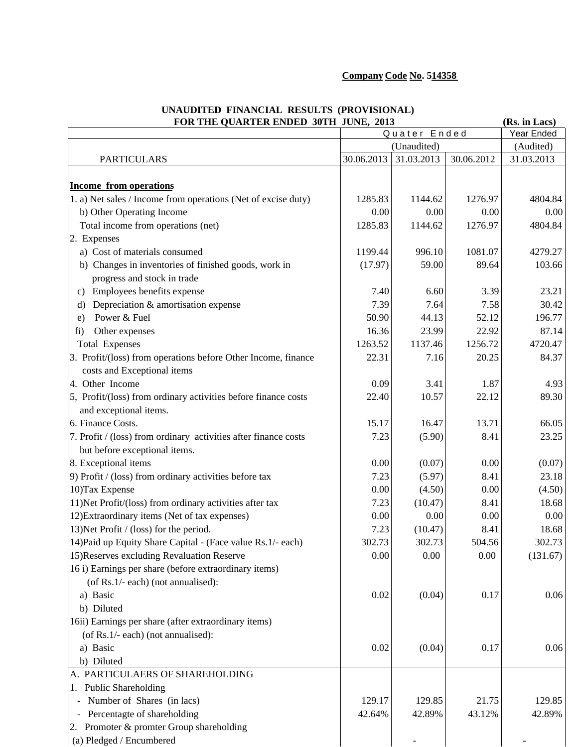**Company Code No. 514358**

**UNAUDITED FINANCIAL RESULTS (PROVISIONAL)**
**FOR THE QUARTER ENDED 30TH JUNE, 2013** **(Rs. in Lacs)**

| PARTICULARS | Quater Ended | | | Year Ended |
|---|---|---|---|---|
| | (Unaudited) | | | (Audited) |
| | 30.06.2013 | 31.03.2013 | 30.06.2012 | 31.03.2013 |
| **Income from operations** | | | | |
| 1. a) Net sales / Income from operations (Net of excise duty) | 1285.83 | 1144.62 | 1276.97 | 4804.84 |
| b) Other Operating Income | 0.00 | 0.00 | 0.00 | 0.00 |
| Total income from operations (net) | 1285.83 | 1144.62 | 1276.97 | 4804.84 |
| 2. Expenses | | | | |
| a) Cost of materials consumed | 1199.44 | 996.10 | 1081.07 | 4279.27 |
| b) Changes in inventories of finished goods, work in progress and stock in trade | (17.97) | 59.00 | 89.64 | 103.66 |
| c) Employees benefits expense | 7.40 | 6.60 | 3.39 | 23.21 |
| d) Depreciation & amortisation expense | 7.39 | 7.64 | 7.58 | 30.42 |
| e) Power & Fuel | 50.90 | 44.13 | 52.12 | 196.77 |
| fi) Other expenses | 16.36 | 23.99 | 22.92 | 87.14 |
| Total Expenses | 1263.52 | 1137.46 | 1256.72 | 4720.47 |
| 3. Profit/(loss) from operations before Other Income, finance costs and Exceptional items | 22.31 | 7.16 | 20.25 | 84.37 |
| 4. Other Income | 0.09 | 3.41 | 1.87 | 4.93 |
| 5, Profit/(loss) from ordinary activities before finance costs and exceptional items. | 22.40 | 10.57 | 22.12 | 89.30 |
| 6. Finance Costs. | 15.17 | 16.47 | 13.71 | 66.05 |
| 7. Profit / (loss) from ordinary activities after finance costs but before exceptional items. | 7.23 | (5.90) | 8.41 | 23.25 |
| 8. Exceptional items | 0.00 | (0.07) | 0.00 | (0.07) |
| 9) Profit / (loss) from ordinary activities before tax | 7.23 | (5.97) | 8.41 | 23.18 |
| 10)Tax Expense | 0.00 | (4.50) | 0.00 | (4.50) |
| 11)Net Profit/(loss) from ordinary activities after tax | 7.23 | (10.47) | 8.41 | 18.68 |
| 12)Extraordinary items (Net of tax expenses) | 0.00 | 0.00 | 0.00 | 0.00 |
| 13)Net Profit / (loss) for the period. | 7.23 | (10.47) | 8.41 | 18.68 |
| 14)Paid up Equity Share Capital - (Face value Rs.1/- each) | 302.73 | 302.73 | 504.56 | 302.73 |
| 15)Reserves excluding Revaluation Reserve | 0.00 | 0.00 | 0.00 | (131.67) |
| 16 i) Earnings per share (before extraordinary items) (of Rs.1/- each) (not annualised): | | | | |
| a) Basic | 0.02 | (0.04) | 0.17 | 0.06 |
| b) Diluted | | | | |
| 16ii) Earnings per share (after extraordinary items) (of Rs.1/- each) (not annualised): | | | | |
| a) Basic | 0.02 | (0.04) | 0.17 | 0.06 |
| b) Diluted | | | | |
| A. PARTICULAERS OF SHAREHOLDING | | | | |
| 1. Public Shareholding | | | | |
| - Number of Shares (in lacs) | 129.17 | 129.85 | 21.75 | 129.85 |
| - Percentagte of shareholding | 42.64% | 42.89% | 43.12% | 42.89% |
| 2. Promoter & promter Group shareholding | | | | |
| (a) Pledged / Encumbered | | - | | - |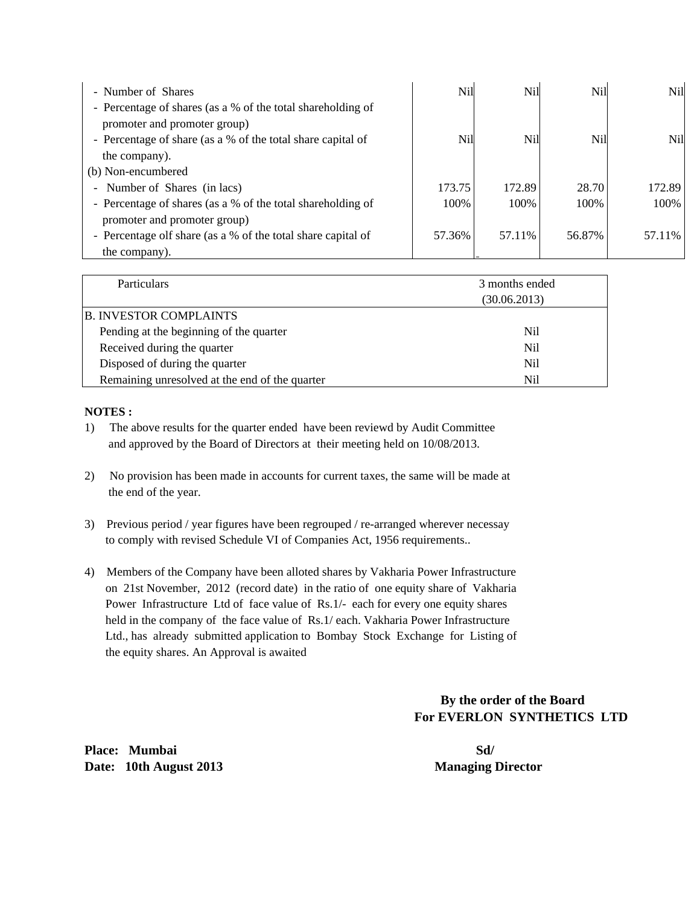| | | | | |
|---|---|---|---|---|
| - Number of Shares | Nil | Nil | Nil | Nil |
| - Percentage of shares (as a % of the total shareholding of promoter and promoter group) | | | | |
| - Percentage of share (as a % of the total share capital of the company). | Nil | Nil | Nil | Nil |
| (b) Non-encumbered | | | | |
| - Number of Shares (in lacs) | 173.75 | 172.89 | 28.70 | 172.89 |
| - Percentage of shares (as a % of the total shareholding of promoter and promoter group) | 100% | 100% | 100% | 100% |
| - Percentage olf share (as a % of the total share capital of the company). | 57.36% | 57.11% | 56.87% | 57.11% |

| Particulars | 3 months ended (30.06.2013) |
|---|---|
| B. INVESTOR COMPLAINTS | |
| Pending at the beginning of the quarter | Nil |
| Received during the quarter | Nil |
| Disposed of during the quarter | Nil |
| Remaining unresolved at the end of the quarter | Nil |

**NOTES :**

1) The above results for the quarter ended have been reviewd by Audit Committee and approved by the Board of Directors at their meeting held on 10/08/2013.

2) No provision has been made in accounts for current taxes, the same will be made at the end of the year.

3) Previous period / year figures have been regrouped / re-arranged wherever necessay to comply with revised Schedule VI of Companies Act, 1956 requirements..

4) Members of the Company have been alloted shares by Vakharia Power Infrastructure on 21st November, 2012 (record date) in the ratio of one equity share of Vakharia Power Infrastructure Ltd of face value of Rs.1/- each for every one equity shares held in the company of the face value of Rs.1/ each. Vakharia Power Infrastructure Ltd., has already submitted application to Bombay Stock Exchange for Listing of the equity shares. An Approval is awaited

**By the order of the Board**
**For EVERLON SYNTHETICS LTD**

**Place: Mumbai**
**Date: 10th August 2013**

**Sd/**
**Managing Director**